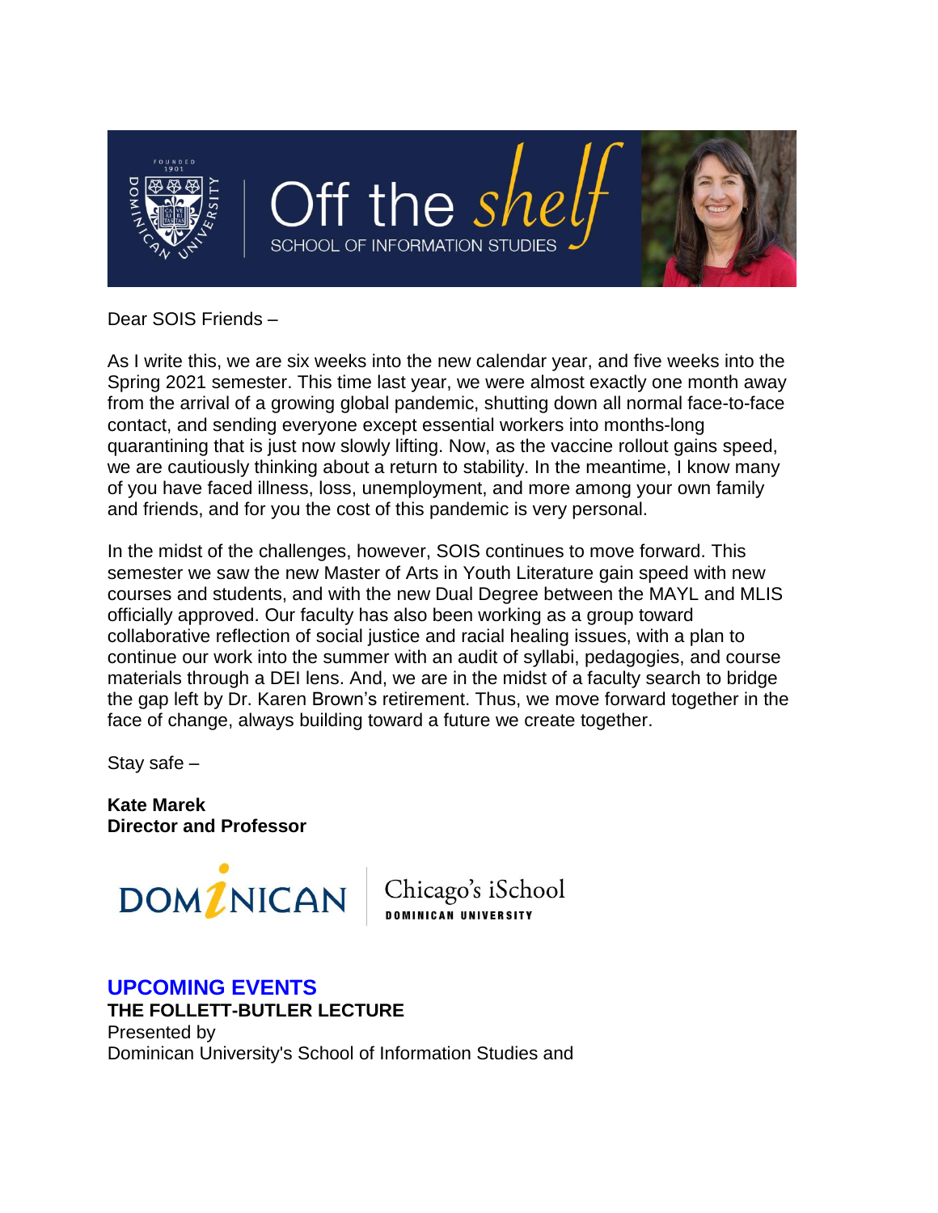Off the shelf
SCHOOL OF INFORMATION STUDIES

Dear SOIS Friends –

As I write this, we are six weeks into the new calendar year, and five weeks into the Spring 2021 semester. This time last year, we were almost exactly one month away from the arrival of a growing global pandemic, shutting down all normal face-to-face contact, and sending everyone except essential workers into months-long quarantining that is just now slowly lifting. Now, as the vaccine rollout gains speed, we are cautiously thinking about a return to stability. In the meantime, I know many of you have faced illness, loss, unemployment, and more among your own family and friends, and for you the cost of this pandemic is very personal.

In the midst of the challenges, however, SOIS continues to move forward. This semester we saw the new Master of Arts in Youth Literature gain speed with new courses and students, and with the new Dual Degree between the MAYL and MLIS officially approved. Our faculty has also been working as a group toward collaborative reflection of social justice and racial healing issues, with a plan to continue our work into the summer with an audit of syllabi, pedagogies, and course materials through a DEI lens. And, we are in the midst of a faculty search to bridge the gap left by Dr. Karen Brown's retirement. Thus, we move forward together in the face of change, always building toward a future we create together.

Stay safe –

**Kate Marek**
**Director and Professor**

DOMINICAN | Chicago's iSchool DOMINICAN UNIVERSITY

## UPCOMING EVENTS

**THE FOLLETT-BUTLER LECTURE**
Presented by
Dominican University's School of Information Studies and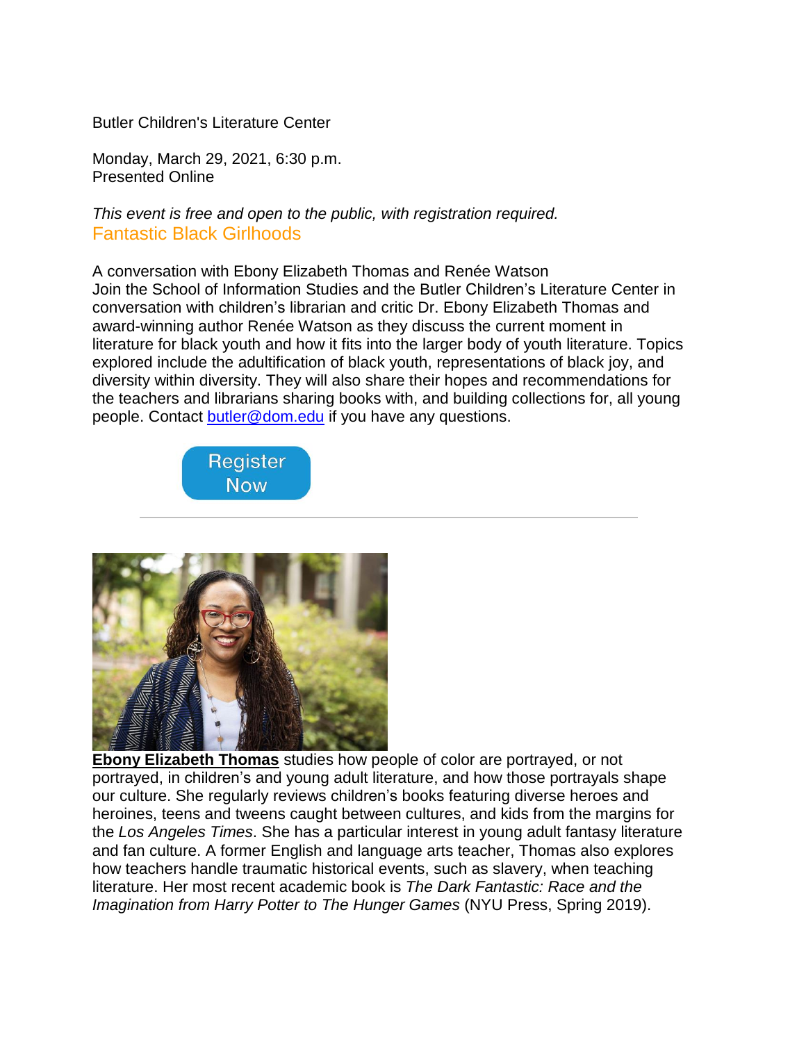Butler Children's Literature Center

Monday, March 29, 2021, 6:30 p.m.
Presented Online

*This event is free and open to the public, with registration required.*

## Fantastic Black Girlhoods

A conversation with Ebony Elizabeth Thomas and Renée Watson
Join the School of Information Studies and the Butler Children's Literature Center in conversation with children's librarian and critic Dr. Ebony Elizabeth Thomas and award-winning author Renée Watson as they discuss the current moment in literature for black youth and how it fits into the larger body of youth literature. Topics explored include the adultification of black youth, representations of black joy, and diversity within diversity. They will also share their hopes and recommendations for the teachers and librarians sharing books with, and building collections for, all young people. Contact butler@dom.edu if you have any questions.

Register Now

---

**Ebony Elizabeth Thomas** studies how people of color are portrayed, or not portrayed, in children's and young adult literature, and how those portrayals shape our culture. She regularly reviews children's books featuring diverse heroes and heroines, teens and tweens caught between cultures, and kids from the margins for the *Los Angeles Times*. She has a particular interest in young adult fantasy literature and fan culture. A former English and language arts teacher, Thomas also explores how teachers handle traumatic historical events, such as slavery, when teaching literature. Her most recent academic book is *The Dark Fantastic: Race and the Imagination from Harry Potter to The Hunger Games* (NYU Press, Spring 2019).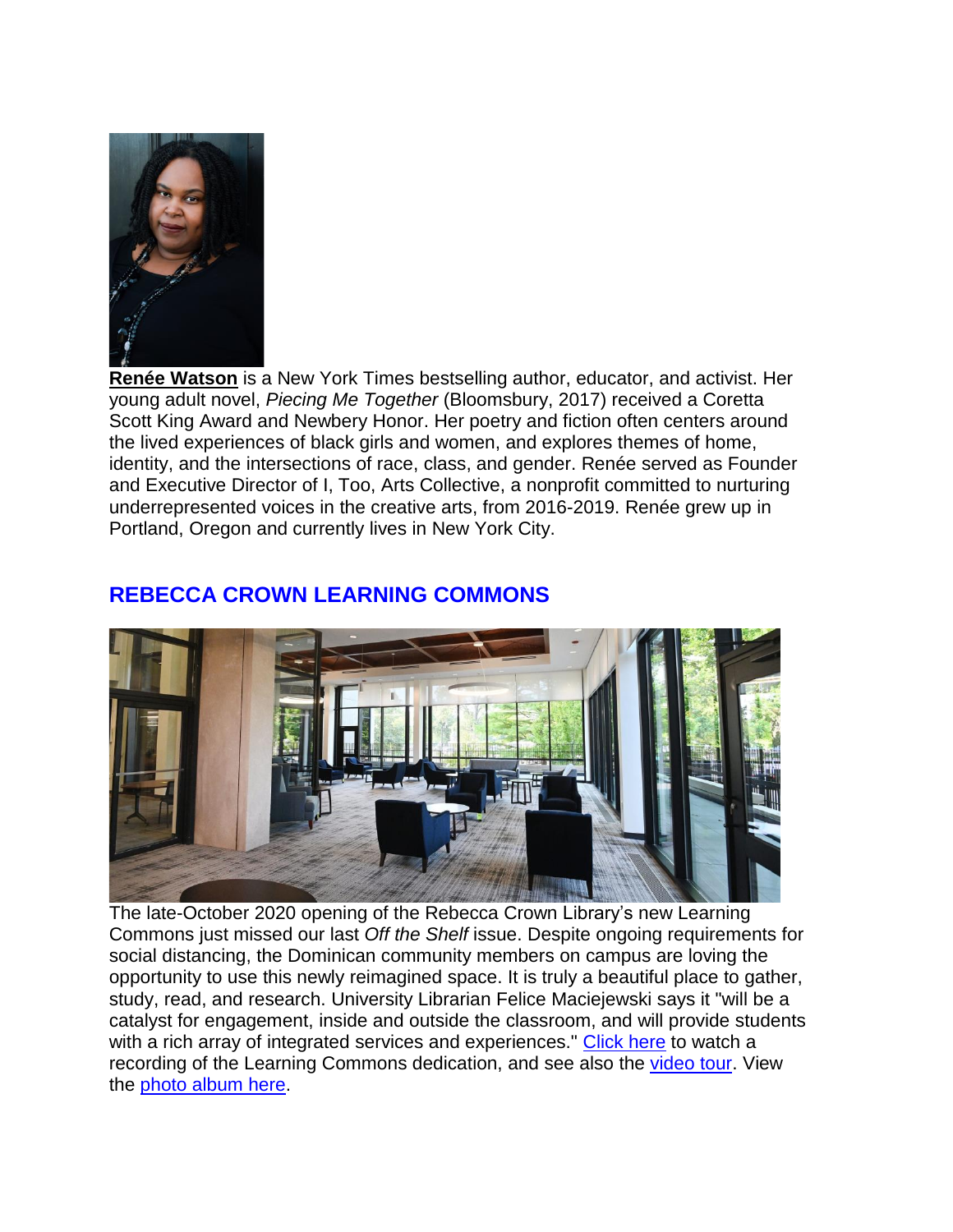**Renée Watson** is a New York Times bestselling author, educator, and activist. Her young adult novel, *Piecing Me Together* (Bloomsbury, 2017) received a Coretta Scott King Award and Newbery Honor. Her poetry and fiction often centers around the lived experiences of black girls and women, and explores themes of home, identity, and the intersections of race, class, and gender. Renée served as Founder and Executive Director of I, Too, Arts Collective, a nonprofit committed to nurturing underrepresented voices in the creative arts, from 2016-2019. Renée grew up in Portland, Oregon and currently lives in New York City.

## REBECCA CROWN LEARNING COMMONS

The late-October 2020 opening of the Rebecca Crown Library's new Learning Commons just missed our last *Off the Shelf* issue. Despite ongoing requirements for social distancing, the Dominican community members on campus are loving the opportunity to use this newly reimagined space. It is truly a beautiful place to gather, study, read, and research. University Librarian Felice Maciejewski says it "will be a catalyst for engagement, inside and outside the classroom, and will provide students with a rich array of integrated services and experiences." Click here to watch a recording of the Learning Commons dedication, and see also the video tour. View the photo album here.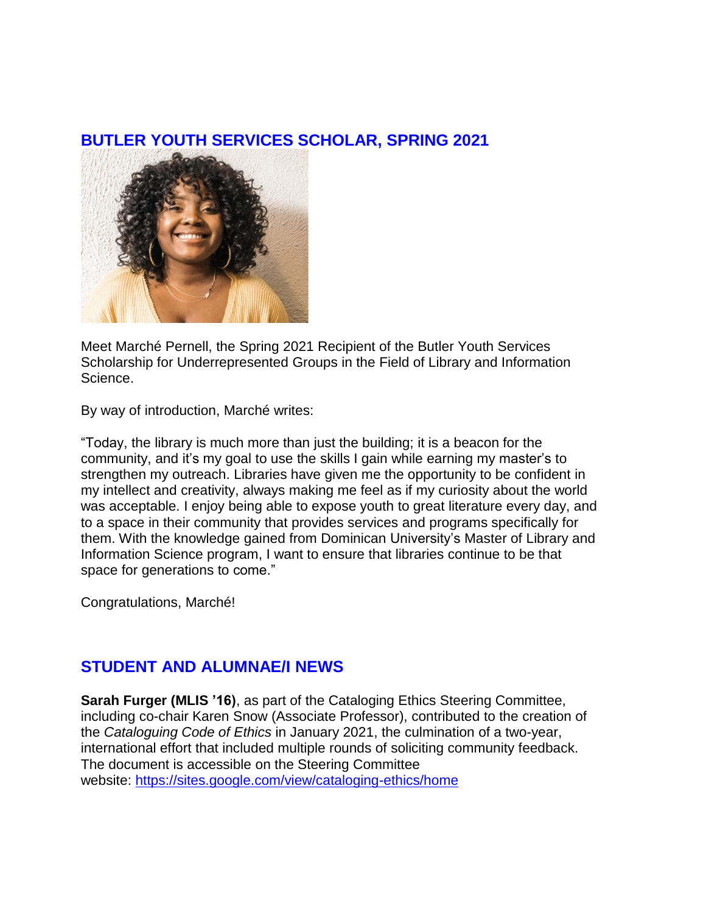## BUTLER YOUTH SERVICES SCHOLAR, SPRING 2021

Meet Marché Pernell, the Spring 2021 Recipient of the Butler Youth Services Scholarship for Underrepresented Groups in the Field of Library and Information Science.

By way of introduction, Marché writes:

"Today, the library is much more than just the building; it is a beacon for the community, and it's my goal to use the skills I gain while earning my master's to strengthen my outreach. Libraries have given me the opportunity to be confident in my intellect and creativity, always making me feel as if my curiosity about the world was acceptable. I enjoy being able to expose youth to great literature every day, and to a space in their community that provides services and programs specifically for them. With the knowledge gained from Dominican University's Master of Library and Information Science program, I want to ensure that libraries continue to be that space for generations to come."

Congratulations, Marché!

## STUDENT AND ALUMNAE/I NEWS

**Sarah Furger (MLIS '16)**, as part of the Cataloging Ethics Steering Committee, including co-chair Karen Snow (Associate Professor), contributed to the creation of the *Cataloguing Code of Ethics* in January 2021, the culmination of a two-year, international effort that included multiple rounds of soliciting community feedback. The document is accessible on the Steering Committee website: https://sites.google.com/view/cataloging-ethics/home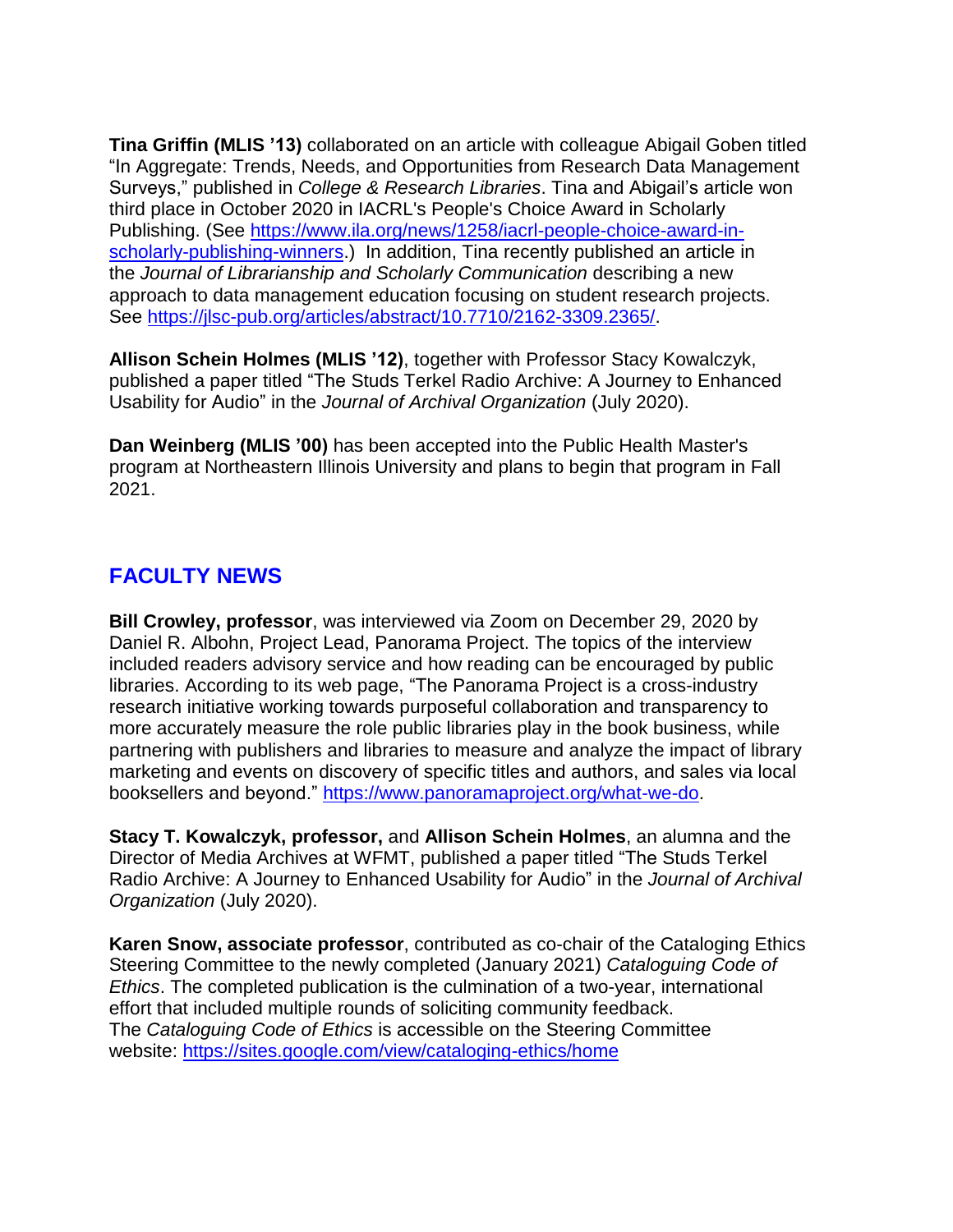**Tina Griffin (MLIS ’13)** collaborated on an article with colleague Abigail Goben titled “In Aggregate: Trends, Needs, and Opportunities from Research Data Management Surveys,” published in *College & Research Libraries*. Tina and Abigail’s article won third place in October 2020 in IACRL's People's Choice Award in Scholarly Publishing. (See https://www.ila.org/news/1258/iacrl-people-choice-award-in-scholarly-publishing-winners.) In addition, Tina recently published an article in the *Journal of Librarianship and Scholarly Communication* describing a new approach to data management education focusing on student research projects. See https://jlsc-pub.org/articles/abstract/10.7710/2162-3309.2365/.

**Allison Schein Holmes (MLIS ’12)**, together with Professor Stacy Kowalczyk, published a paper titled “The Studs Terkel Radio Archive: A Journey to Enhanced Usability for Audio” in the *Journal of Archival Organization* (July 2020).

**Dan Weinberg (MLIS ’00)** has been accepted into the Public Health Master's program at Northeastern Illinois University and plans to begin that program in Fall 2021.

## FACULTY NEWS

**Bill Crowley, professor**, was interviewed via Zoom on December 29, 2020 by Daniel R. Albohn, Project Lead, Panorama Project. The topics of the interview included readers advisory service and how reading can be encouraged by public libraries. According to its web page, “The Panorama Project is a cross-industry research initiative working towards purposeful collaboration and transparency to more accurately measure the role public libraries play in the book business, while partnering with publishers and libraries to measure and analyze the impact of library marketing and events on discovery of specific titles and authors, and sales via local booksellers and beyond.” https://www.panoramaproject.org/what-we-do.

**Stacy T. Kowalczyk, professor,** and **Allison Schein Holmes**, an alumna and the Director of Media Archives at WFMT, published a paper titled “The Studs Terkel Radio Archive: A Journey to Enhanced Usability for Audio” in the *Journal of Archival Organization* (July 2020).

**Karen Snow, associate professor**, contributed as co-chair of the Cataloging Ethics Steering Committee to the newly completed (January 2021) *Cataloguing Code of Ethics*. The completed publication is the culmination of a two-year, international effort that included multiple rounds of soliciting community feedback. The *Cataloguing Code of Ethics* is accessible on the Steering Committee website: https://sites.google.com/view/cataloging-ethics/home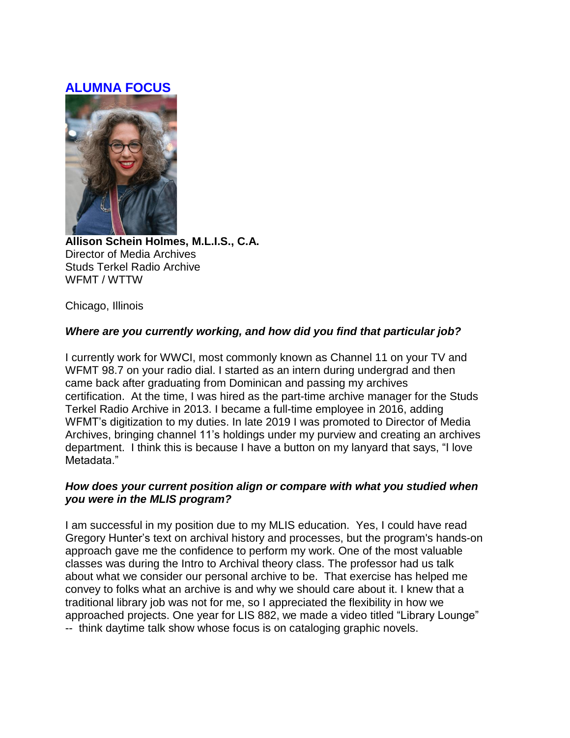## ALUMNA FOCUS

**Allison Schein Holmes, M.L.I.S., C.A.**
Director of Media Archives
Studs Terkel Radio Archive
WFMT / WTTW

Chicago, Illinois

***Where are you currently working, and how did you find that particular job?***

I currently work for WWCI, most commonly known as Channel 11 on your TV and WFMT 98.7 on your radio dial. I started as an intern during undergrad and then came back after graduating from Dominican and passing my archives certification. At the time, I was hired as the part-time archive manager for the Studs Terkel Radio Archive in 2013. I became a full-time employee in 2016, adding WFMT's digitization to my duties. In late 2019 I was promoted to Director of Media Archives, bringing channel 11's holdings under my purview and creating an archives department. I think this is because I have a button on my lanyard that says, "I love Metadata."

***How does your current position align or compare with what you studied when you were in the MLIS program?***

I am successful in my position due to my MLIS education. Yes, I could have read Gregory Hunter's text on archival history and processes, but the program's hands-on approach gave me the confidence to perform my work. One of the most valuable classes was during the Intro to Archival theory class. The professor had us talk about what we consider our personal archive to be. That exercise has helped me convey to folks what an archive is and why we should care about it. I knew that a traditional library job was not for me, so I appreciated the flexibility in how we approached projects. One year for LIS 882, we made a video titled "Library Lounge" -- think daytime talk show whose focus is on cataloging graphic novels.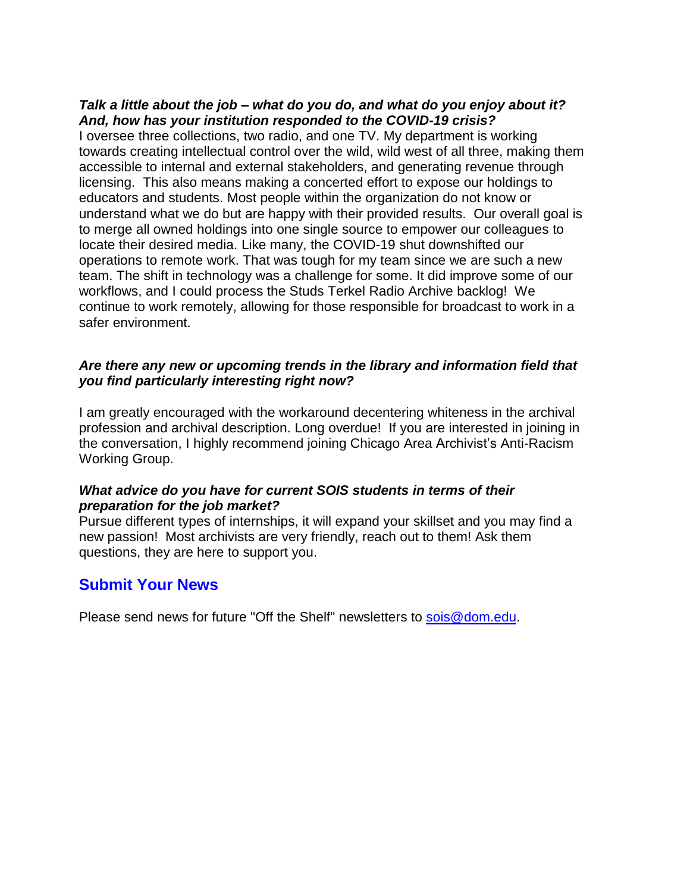***Talk a little about the job – what do you do, and what do you enjoy about it? And, how has your institution responded to the COVID-19 crisis?***
I oversee three collections, two radio, and one TV. My department is working towards creating intellectual control over the wild, wild west of all three, making them accessible to internal and external stakeholders, and generating revenue through licensing. This also means making a concerted effort to expose our holdings to educators and students. Most people within the organization do not know or understand what we do but are happy with their provided results. Our overall goal is to merge all owned holdings into one single source to empower our colleagues to locate their desired media. Like many, the COVID-19 shut downshifted our operations to remote work. That was tough for my team since we are such a new team. The shift in technology was a challenge for some. It did improve some of our workflows, and I could process the Studs Terkel Radio Archive backlog! We continue to work remotely, allowing for those responsible for broadcast to work in a safer environment.

***Are there any new or upcoming trends in the library and information field that you find particularly interesting right now?***

I am greatly encouraged with the workaround decentering whiteness in the archival profession and archival description. Long overdue! If you are interested in joining in the conversation, I highly recommend joining Chicago Area Archivist's Anti-Racism Working Group.

***What advice do you have for current SOIS students in terms of their preparation for the job market?***
Pursue different types of internships, it will expand your skillset and you may find a new passion! Most archivists are very friendly, reach out to them! Ask them questions, they are here to support you.

## Submit Your News

Please send news for future "Off the Shelf" newsletters to sois@dom.edu.